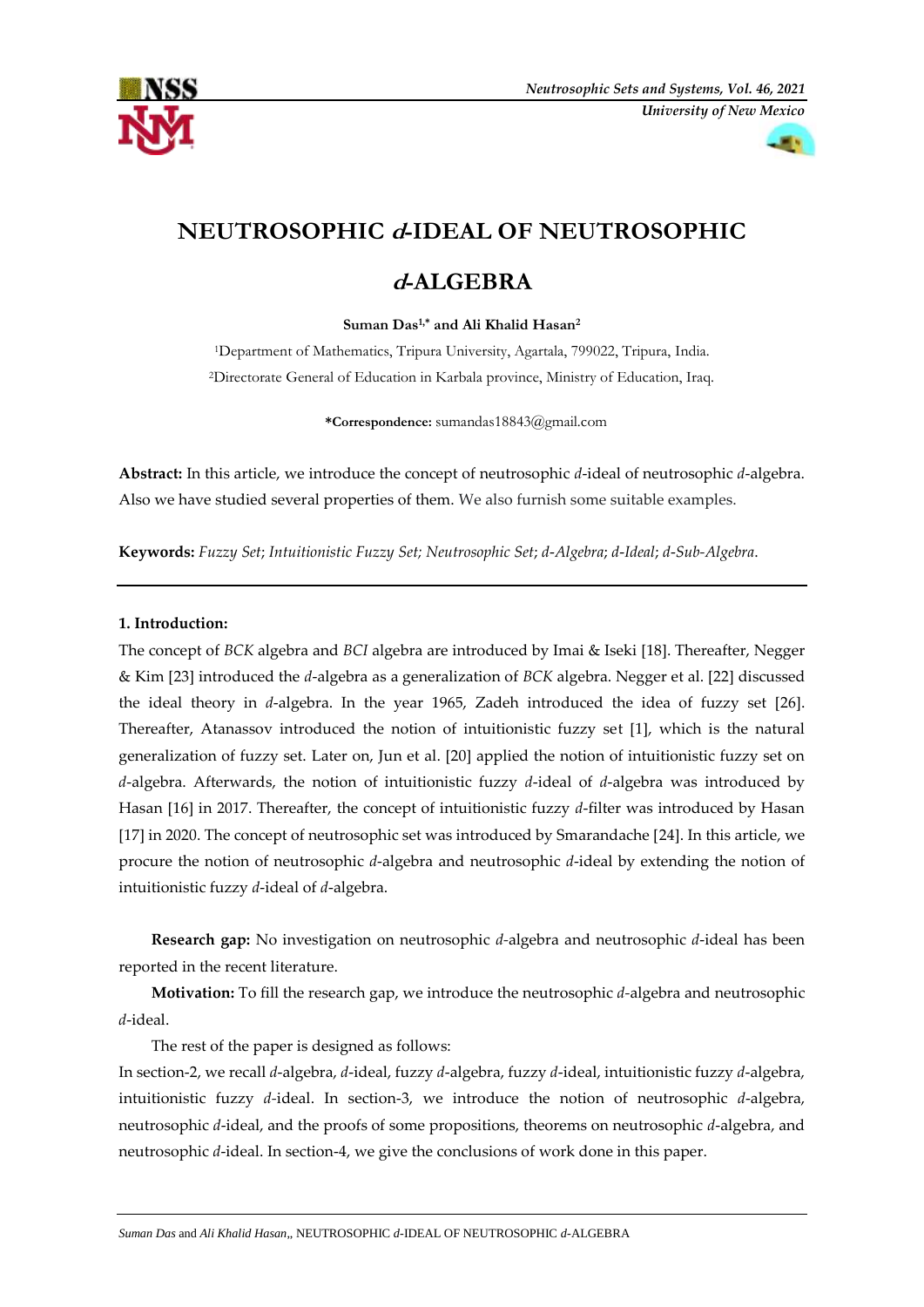# NEUTROSOPHIC *d*-IDEAL OF NEUTROSOPHIC *d*-ALGEBRA

**Suman Das[1,*] and Ali Khalid Hasan[2]**

[1]Department of Mathematics, Tripura University, Agartala, 799022, Tripura, India.

[2]Directorate General of Education in Karbala province, Ministry of Education, Iraq.

**\*Correspondence:** sumandas18843@gmail.com

**Abstract:** In this article, we introduce the concept of neutrosophic *d*-ideal of neutrosophic *d*-algebra. Also we have studied several properties of them. We also furnish some suitable examples.

**Keywords:** *Fuzzy Set*; *Intuitionistic Fuzzy Set; Neutrosophic Set*; *d-Algebra*; *d-Ideal*; *d-Sub-Algebra*.

---

**1. Introduction:**

The concept of *BCK* algebra and *BCI* algebra are introduced by Imai & Iseki [18]. Thereafter, Negger & Kim [23] introduced the *d*-algebra as a generalization of *BCK* algebra. Negger et al. [22] discussed the ideal theory in *d*-algebra. In the year 1965, Zadeh introduced the idea of fuzzy set [26]. Thereafter, Atanassov introduced the notion of intuitionistic fuzzy set [1], which is the natural generalization of fuzzy set. Later on, Jun et al. [20] applied the notion of intuitionistic fuzzy set on *d*-algebra. Afterwards, the notion of intuitionistic fuzzy *d*-ideal of *d*-algebra was introduced by Hasan [16] in 2017. Thereafter, the concept of intuitionistic fuzzy *d*-filter was introduced by Hasan [17] in 2020. The concept of neutrosophic set was introduced by Smarandache [24]. In this article, we procure the notion of neutrosophic *d*-algebra and neutrosophic *d*-ideal by extending the notion of intuitionistic fuzzy *d*-ideal of *d*-algebra.

**Research gap:** No investigation on neutrosophic *d*-algebra and neutrosophic *d*-ideal has been reported in the recent literature.

**Motivation:** To fill the research gap, we introduce the neutrosophic *d*-algebra and neutrosophic *d*-ideal.

The rest of the paper is designed as follows:

In section-2, we recall *d*-algebra, *d*-ideal, fuzzy *d*-algebra, fuzzy *d*-ideal, intuitionistic fuzzy *d*-algebra, intuitionistic fuzzy *d*-ideal. In section-3, we introduce the notion of neutrosophic *d*-algebra, neutrosophic *d*-ideal, and the proofs of some propositions, theorems on neutrosophic *d*-algebra, and neutrosophic *d*-ideal. In section-4, we give the conclusions of work done in this paper.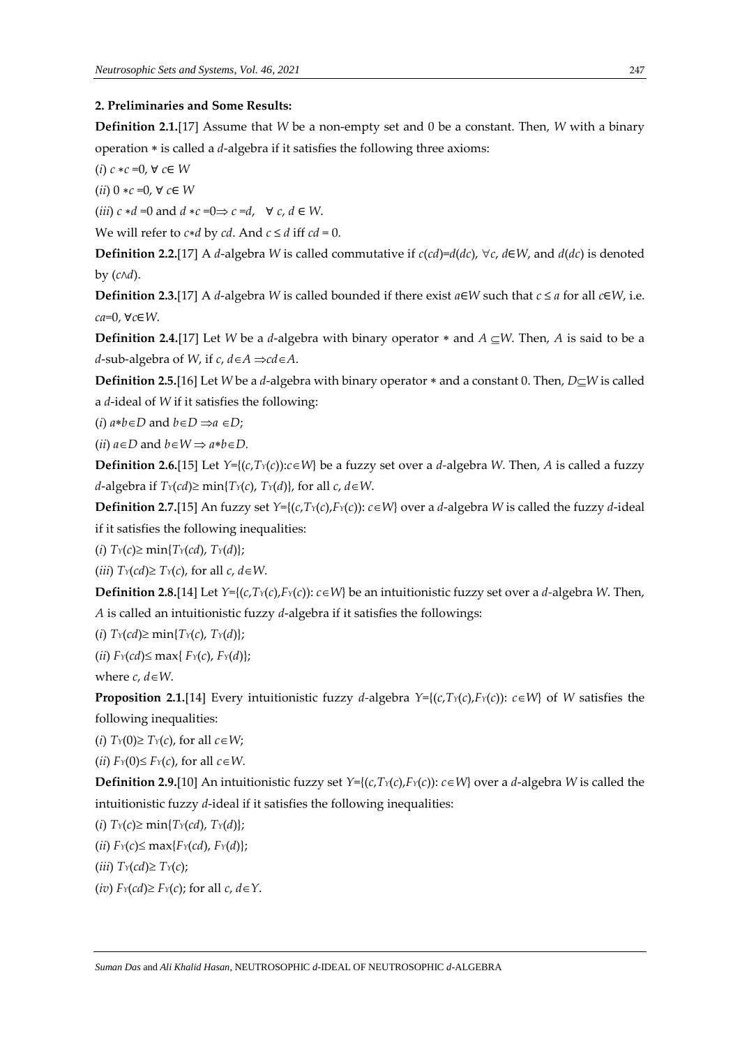## 2. Preliminaries and Some Results:

**Definition 2.1.**[17] Assume that $W$ be a non-empty set and 0 be a constant. Then, $W$ with a binary operation $*$ is called a $d$-algebra if it satisfies the following three axioms:

($i$) $c * c = 0$, $\forall\ c \in W$

($ii$) $0 * c = 0$, $\forall\ c \in W$

($iii$) $c * d = 0$ and $d * c = 0 \Longrightarrow c = d$, $\forall\ c, d \in W$.

We will refer to $c*d$ by $cd$. And $c \leq d$ iff $cd = 0$.

**Definition 2.2.**[17] A $d$-algebra $W$ is called commutative if $c(cd)=d(dc)$, $\forall c, d \in W$, and $d(dc)$ is denoted by $(c \wedge d)$.

**Definition 2.3.**[17] A $d$-algebra $W$ is called bounded if there exist $a \in W$ such that $c \leq a$ for all $c \in W$, i.e. $ca=0$, $\forall c \in W$.

**Definition 2.4.**[17] Let $W$ be a $d$-algebra with binary operator $*$ and $A \subseteq W$. Then, $A$ is said to be a $d$-sub-algebra of $W$, if $c, d \in A \Rightarrow cd \in A$.

**Definition 2.5.**[16] Let $W$ be a $d$-algebra with binary operator $*$ and a constant 0. Then, $D \subseteq W$ is called a $d$-ideal of $W$ if it satisfies the following:

($i$) $a*b \in D$ and $b \in D \Rightarrow a \in D$;

($ii$) $a \in D$ and $b \in W \Rightarrow a*b \in D$.

**Definition 2.6.**[15] Let $Y=\{(c,T_Y(c)): c \in W\}$ be a fuzzy set over a $d$-algebra $W$. Then, $A$ is called a fuzzy $d$-algebra if $T_Y(cd) \geq \min\{T_Y(c), T_Y(d)\}$, for all $c, d \in W$.

**Definition 2.7.**[15] An fuzzy set $Y=\{(c,T_Y(c),F_Y(c)): c \in W\}$ over a $d$-algebra $W$ is called the fuzzy $d$-ideal if it satisfies the following inequalities:

($i$) $T_Y(c) \geq \min\{T_Y(cd), T_Y(d)\}$;

($iii$) $T_Y(cd) \geq T_Y(c)$, for all $c, d \in W$.

**Definition 2.8.**[14] Let $Y=\{(c,T_Y(c),F_Y(c)): c \in W\}$ be an intuitionistic fuzzy set over a $d$-algebra $W$. Then, $A$ is called an intuitionistic fuzzy $d$-algebra if it satisfies the followings:

($i$) $T_Y(cd) \geq \min\{T_Y(c), T_Y(d)\}$;

($ii$) $F_Y(cd) \leq \max\{F_Y(c), F_Y(d)\}$;

where $c, d \in W$.

**Proposition 2.1.**[14] Every intuitionistic fuzzy $d$-algebra $Y=\{(c,T_Y(c),F_Y(c)): c \in W\}$ of $W$ satisfies the following inequalities:

($i$) $T_Y(0) \geq T_Y(c)$, for all $c \in W$;

($ii$) $F_Y(0) \leq F_Y(c)$, for all $c \in W$.

**Definition 2.9.**[10] An intuitionistic fuzzy set $Y=\{(c,T_Y(c),F_Y(c)): c \in W\}$ over a $d$-algebra $W$ is called the intuitionistic fuzzy $d$-ideal if it satisfies the following inequalities:

($i$) $T_Y(c) \geq \min\{T_Y(cd), T_Y(d)\}$;

($ii$) $F_Y(c) \leq \max\{F_Y(cd), F_Y(d)\}$;

($iii$) $T_Y(cd) \geq T_Y(c)$;

($iv$) $F_Y(cd) \geq F_Y(c)$; for all $c, d \in Y$.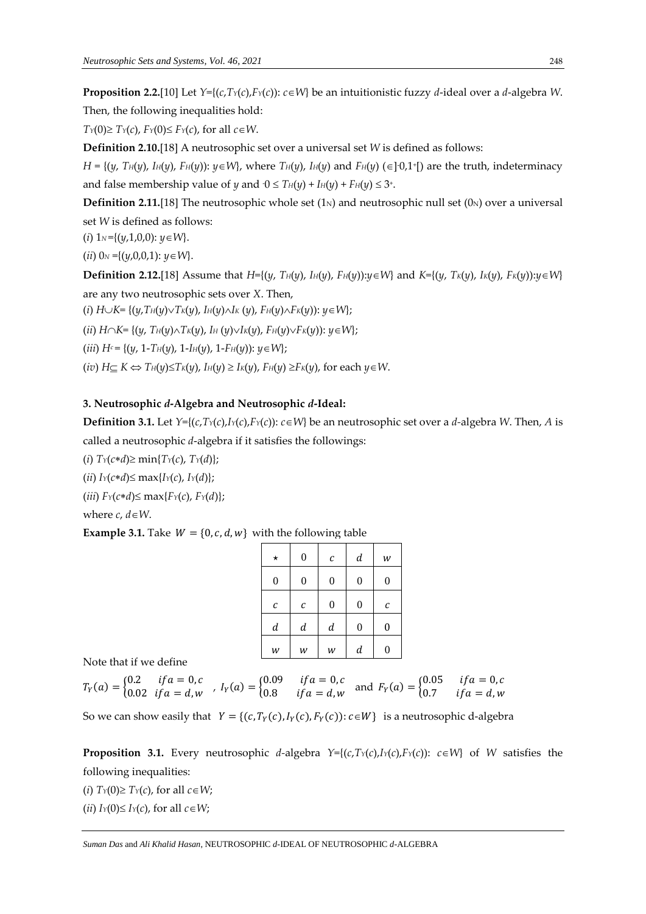**Proposition 2.2.**[10] Let $Y=\{(c,T_Y(c),F_Y(c)): c\in W\}$ be an intuitionistic fuzzy $d$-ideal over a $d$-algebra $W$. Then, the following inequalities hold:

$T_Y(0)\geq T_Y(c)$, $F_Y(0)\leq F_Y(c)$, for all $c\in W$.

**Definition 2.10.**[18] A neutrosophic set over a universal set $W$ is defined as follows:

$H = \{(y, T_H(y), I_H(y), F_H(y)): y\in W\}$, where $T_H(y)$, $I_H(y)$ and $F_H(y)$ $(\in]^{-}0,1^{+}[)$ are the truth, indeterminacy and false membership value of $y$ and $^{-}0 \leq T_H(y) + I_H(y) + F_H(y) \leq 3^{+}$.

**Definition 2.11.**[18] The neutrosophic whole set ($1_N$) and neutrosophic null set ($0_N$) over a universal set $W$ is defined as follows:

(*i*) $1_N=\{(y,1,0,0): y\in W\}$.

(*ii*) $0_N=\{(y,0,0,1): y\in W\}$.

**Definition 2.12.**[18] Assume that $H=\{(y, T_H(y), I_H(y), F_H(y)):y\in W\}$ and $K=\{(y, T_K(y), I_K(y), F_K(y)):y\in W\}$ are any two neutrosophic sets over $X$. Then,

(*i*) $H\cup K= \{(y,T_H(y)\vee T_K(y), I_H(y)\wedge I_K(y), F_H(y)\wedge F_K(y)): y\in W\}$;

(*ii*) $H\cap K= \{(y, T_H(y)\wedge T_K(y), I_H(y)\vee I_K(y), F_H(y)\vee F_K(y)): y\in W\}$;

(*iii*) $H^c= \{(y, 1-T_H(y), 1-I_H(y), 1-F_H(y)): y\in W\}$;

(*iv*) $H\subseteq K \Leftrightarrow T_H(y)\leq T_K(y)$, $I_H(y) \geq I_K(y)$, $F_H(y) \geq F_K(y)$, for each $y\in W$.

### 3. Neutrosophic *d*-Algebra and Neutrosophic *d*-Ideal:

**Definition 3.1.** Let $Y=\{(c,T_Y(c),I_Y(c),F_Y(c)): c\in W\}$ be an neutrosophic set over a $d$-algebra $W$. Then, $A$ is called a neutrosophic $d$-algebra if it satisfies the followings:

(*i*) $T_Y(c*d)\geq \min\{T_Y(c), T_Y(d)\}$;

(*ii*) $I_Y(c*d)\leq \max\{I_Y(c), I_Y(d)\}$;

(*iii*) $F_Y(c*d)\leq \max\{F_Y(c), F_Y(d)\}$;

where $c, d\in W$.

**Example 3.1.** Take $W = \{0, c, d, w\}$ with the following table

| $\star$ | $0$ | $c$ | $d$ | $w$ |
|---|---|---|---|---|
| $0$ | $0$ | $0$ | $0$ | $0$ |
| $c$ | $c$ | $0$ | $0$ | $c$ |
| $d$ | $d$ | $d$ | $0$ | $0$ |
| $w$ | $w$ | $w$ | $d$ | $0$ |

Note that if we define

$$T_Y(a) = \begin{cases} 0.2 & if a = 0, c \\ 0.02 & if a = d, w \end{cases}, \quad I_Y(a) = \begin{cases} 0.09 & if a = 0, c \\ 0.8 & if a = d, w \end{cases} \quad \text{and} \quad F_Y(a) = \begin{cases} 0.05 & if a = 0, c \\ 0.7 & if a = d, w \end{cases}$$

So we can show easily that $Y = \{(c, T_Y(c), I_Y(c), F_Y(c)): c\in W\}$ is a neutrosophic d-algebra

**Proposition 3.1.** Every neutrosophic $d$-algebra $Y=\{(c,T_Y(c),I_Y(c),F_Y(c)): c\in W\}$ of $W$ satisfies the following inequalities:

(*i*) $T_Y(0)\geq T_Y(c)$, for all $c\in W$;

(*ii*) $I_Y(0)\leq I_Y(c)$, for all $c\in W$;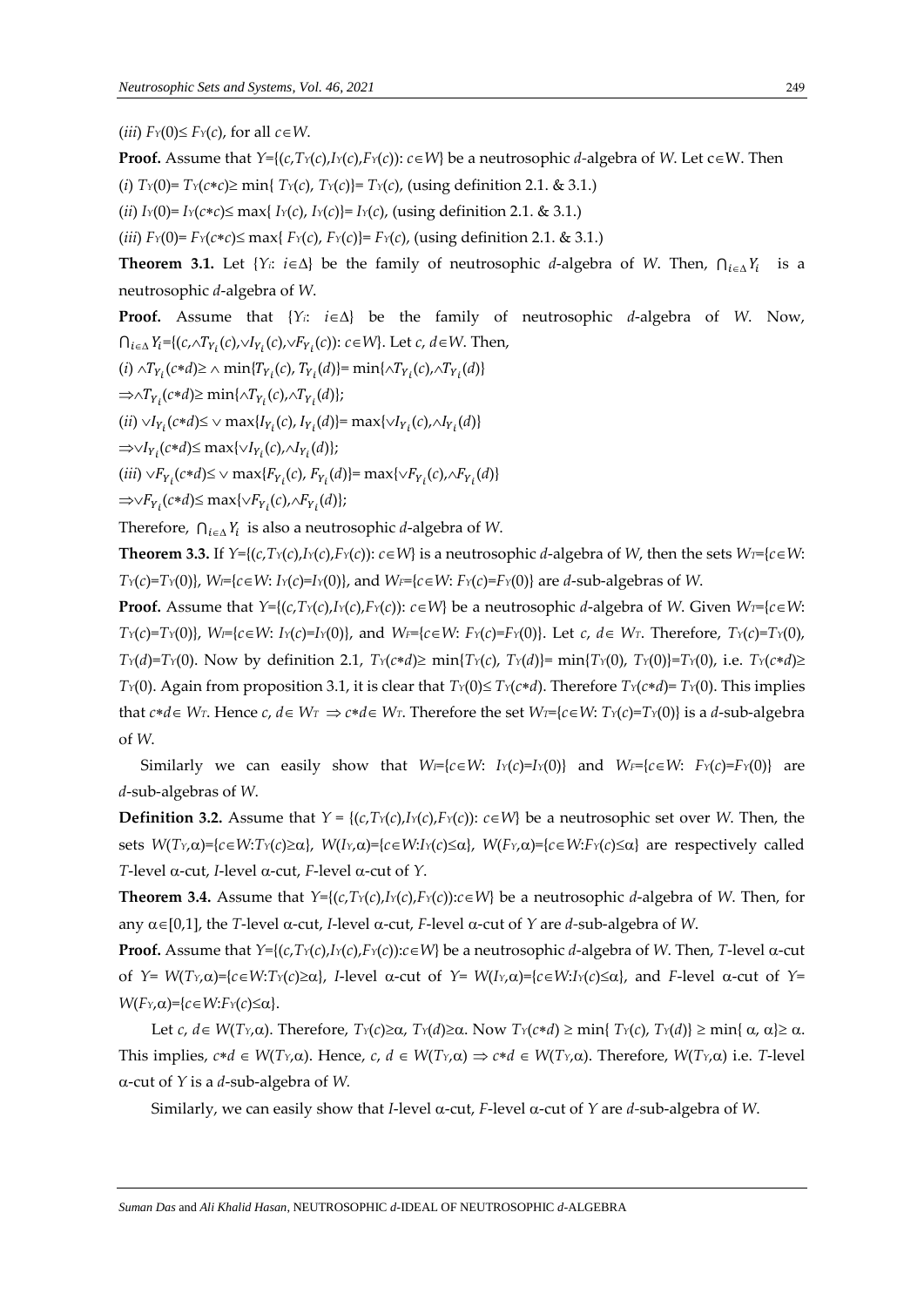(*iii*) $F_Y(0) \leq F_Y(c)$, for all $c \in W$.

**Proof.** Assume that $Y=\{(c,T_Y(c),I_Y(c),F_Y(c)): c \in W\}$ be a neutrosophic *d*-algebra of *W*. Let $c \in W$. Then

(*i*) $T_Y(0)= T_Y(c*c) \geq \min\{ T_Y(c), T_Y(c)\}= T_Y(c)$, (using definition 2.1. & 3.1.)

(*ii*) $I_Y(0)= I_Y(c*c) \leq \max\{ I_Y(c), I_Y(c)\}= I_Y(c)$, (using definition 2.1. & 3.1.)

(*iii*) $F_Y(0)= F_Y(c*c) \leq \max\{ F_Y(c), F_Y(c)\}= F_Y(c)$, (using definition 2.1. & 3.1.)

**Theorem 3.1.** Let $\{Y_i: i \in \Delta\}$ be the family of neutrosophic *d*-algebra of *W*. Then, $\bigcap_{i\in\Delta} Y_i$ is a neutrosophic *d*-algebra of *W*.

**Proof.** Assume that $\{Y_i: i \in \Delta\}$ be the family of neutrosophic *d*-algebra of *W*. Now, $\bigcap_{i\in\Delta} Y_i=\{(c,\wedge T_{Y_i}(c),\vee I_{Y_i}(c),\vee F_{Y_i}(c)): c \in W\}$. Let $c, d \in W$. Then,

(*i*) $\wedge T_{Y_i}(c*d) \geq \wedge \min\{T_{Y_i}(c), T_{Y_i}(d)\}= \min\{\wedge T_{Y_i}(c),\wedge T_{Y_i}(d)\}$

$\Rightarrow \wedge T_{Y_i}(c*d) \geq \min\{\wedge T_{Y_i}(c),\wedge T_{Y_i}(d)\}$;

(*ii*) $\vee I_{Y_i}(c*d) \leq \vee \max\{I_{Y_i}(c), I_{Y_i}(d)\}= \max\{\vee I_{Y_i}(c),\wedge I_{Y_i}(d)\}$

$\Rightarrow \vee I_{Y_i}(c*d) \leq \max\{\vee I_{Y_i}(c),\wedge I_{Y_i}(d)\}$;

(*iii*) $\vee F_{Y_i}(c*d) \leq \vee \max\{F_{Y_i}(c), F_{Y_i}(d)\}= \max\{\vee F_{Y_i}(c),\wedge F_{Y_i}(d)\}$

$\Rightarrow \vee F_{Y_i}(c*d) \leq \max\{\vee F_{Y_i}(c),\wedge F_{Y_i}(d)\}$;

Therefore, $\bigcap_{i\in\Delta} Y_i$ is also a neutrosophic *d*-algebra of *W*.

**Theorem 3.3.** If $Y=\{(c,T_Y(c),I_Y(c),F_Y(c)): c \in W\}$ is a neutrosophic *d*-algebra of *W*, then the sets $W_T=\{c \in W: T_Y(c)=T_Y(0)\}$, $W_I=\{c \in W: I_Y(c)=I_Y(0)\}$, and $W_F=\{c \in W: F_Y(c)=F_Y(0)\}$ are *d*-sub-algebras of *W*.

**Proof.** Assume that $Y=\{(c,T_Y(c),I_Y(c),F_Y(c)): c \in W\}$ be a neutrosophic *d*-algebra of *W*. Given $W_T=\{c \in W: T_Y(c)=T_Y(0)\}$, $W_I=\{c \in W: I_Y(c)=I_Y(0)\}$, and $W_F=\{c \in W: F_Y(c)=F_Y(0)\}$. Let $c, d \in W_T$. Therefore, $T_Y(c)=T_Y(0)$, $T_Y(d)=T_Y(0)$. Now by definition 2.1, $T_Y(c*d) \geq \min\{T_Y(c), T_Y(d)\}= \min\{T_Y(0), T_Y(0)\}=T_Y(0)$, i.e. $T_Y(c*d) \geq T_Y(0)$. Again from proposition 3.1, it is clear that $T_Y(0) \leq T_Y(c*d)$. Therefore $T_Y(c*d)= T_Y(0)$. This implies that $c*d \in W_T$. Hence $c, d \in W_T \Rightarrow c*d \in W_T$. Therefore the set $W_T=\{c \in W: T_Y(c)=T_Y(0)\}$ is a *d*-sub-algebra of *W*.

Similarly we can easily show that $W_I=\{c \in W: I_Y(c)=I_Y(0)\}$ and $W_F=\{c \in W: F_Y(c)=F_Y(0)\}$ are *d*-sub-algebras of *W*.

**Definition 3.2.** Assume that $Y = \{(c,T_Y(c),I_Y(c),F_Y(c)): c \in W\}$ be a neutrosophic set over *W*. Then, the sets $W(T_Y,\alpha)=\{c \in W: T_Y(c) \geq \alpha\}$, $W(I_Y,\alpha)=\{c \in W: I_Y(c) \leq \alpha\}$, $W(F_Y,\alpha)=\{c \in W: F_Y(c) \leq \alpha\}$ are respectively called *T*-level $\alpha$-cut, *I*-level $\alpha$-cut, *F*-level $\alpha$-cut of *Y*.

**Theorem 3.4.** Assume that $Y=\{(c,T_Y(c),I_Y(c),F_Y(c)): c \in W\}$ be a neutrosophic *d*-algebra of *W*. Then, for any $\alpha \in [0,1]$, the *T*-level $\alpha$-cut, *I*-level $\alpha$-cut, *F*-level $\alpha$-cut of *Y* are *d*-sub-algebra of *W*.

**Proof.** Assume that $Y=\{(c,T_Y(c),I_Y(c),F_Y(c)): c \in W\}$ be a neutrosophic *d*-algebra of *W*. Then, *T*-level $\alpha$-cut of $Y= W(T_Y,\alpha)=\{c \in W: T_Y(c) \geq \alpha\}$, *I*-level $\alpha$-cut of $Y= W(I_Y,\alpha)=\{c \in W: I_Y(c) \leq \alpha\}$, and *F*-level $\alpha$-cut of $Y= W(F_Y,\alpha)=\{c \in W: F_Y(c) \leq \alpha\}$.

Let $c, d \in W(T_Y,\alpha)$. Therefore, $T_Y(c) \geq \alpha$, $T_Y(d) \geq \alpha$. Now $T_Y(c*d) \geq \min\{ T_Y(c), T_Y(d)\} \geq \min\{ \alpha, \alpha\} \geq \alpha$. This implies, $c*d \in W(T_Y,\alpha)$. Hence, $c, d \in W(T_Y,\alpha) \Rightarrow c*d \in W(T_Y,\alpha)$. Therefore, $W(T_Y,\alpha)$ i.e. *T*-level $\alpha$-cut of *Y* is a *d*-sub-algebra of *W*.

Similarly, we can easily show that *I*-level $\alpha$-cut, *F*-level $\alpha$-cut of *Y* are *d*-sub-algebra of *W*.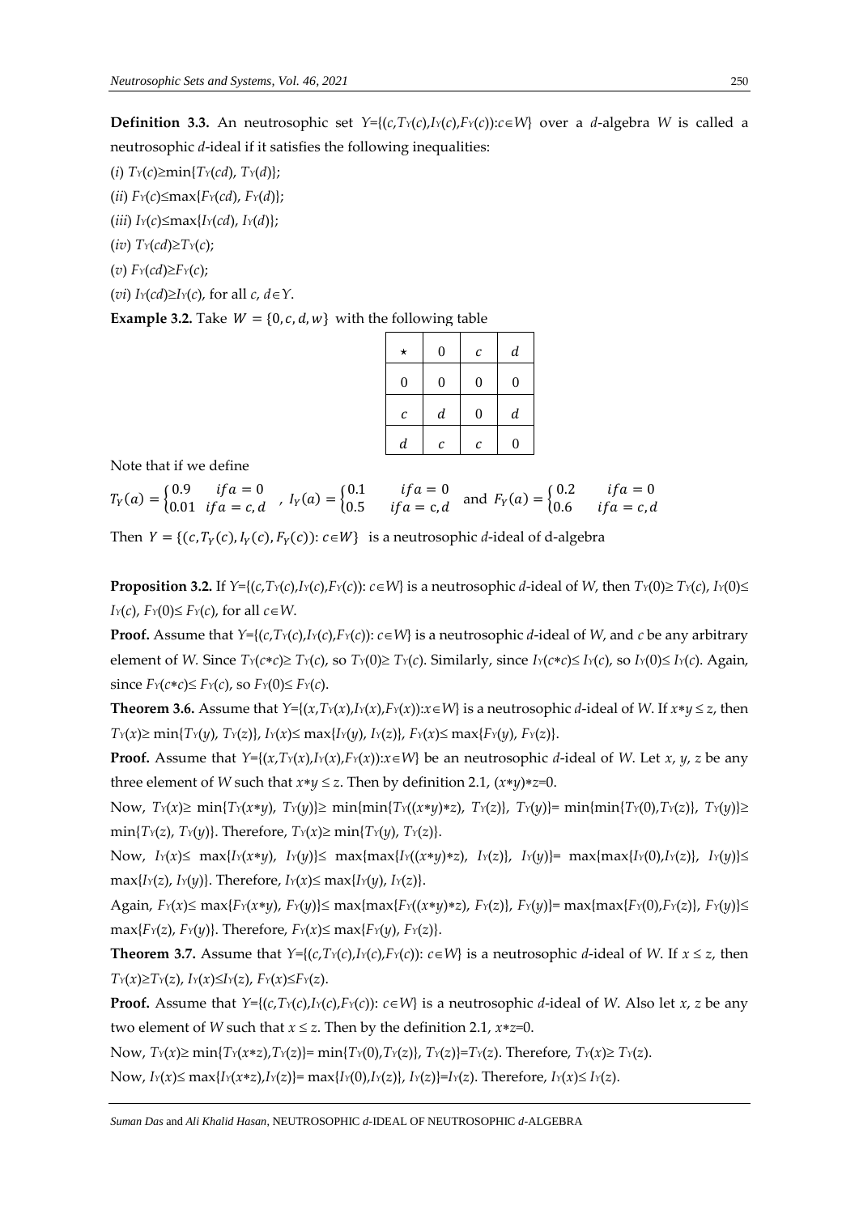**Definition 3.3.** An neutrosophic set $Y=\{(c,T_Y(c),I_Y(c),F_Y(c)):c\in W\}$ over a $d$-algebra $W$ is called a neutrosophic $d$-ideal if it satisfies the following inequalities:

(*i*) $T_Y(c)\geq\min\{T_Y(cd), T_Y(d)\}$;

(*ii*) $F_Y(c)\leq\max\{F_Y(cd), F_Y(d)\}$;

(*iii*) $I_Y(c)\leq\max\{I_Y(cd), I_Y(d)\}$;

(*iv*) $T_Y(cd)\geq T_Y(c)$;

(*v*) $F_Y(cd)\geq F_Y(c)$;

(*vi*) $I_Y(cd)\geq I_Y(c)$, for all $c, d\in Y$.

**Example 3.2.** Take $W = \{0, c, d, w\}$ with the following table

| $\star$ | $0$ | $c$ | $d$ |
|---|---|---|---|
| $0$ | $0$ | $0$ | $0$ |
| $c$ | $d$ | $0$ | $d$ |
| $d$ | $c$ | $c$ | $0$ |

Note that if we define

$T_Y(a) = \begin{cases} 0.9 & if\,a = 0 \\ 0.01 & if\,a = c, d \end{cases}$, $I_Y(a) = \begin{cases} 0.1 & if\,a = 0 \\ 0.5 & if\,a = c, d \end{cases}$ and $F_Y(a) = \begin{cases} 0.2 & if\,a = 0 \\ 0.6 & if\,a = c, d \end{cases}$

Then $Y = \{(c, T_Y(c), I_Y(c), F_Y(c)): c\in W\}$ is a neutrosophic $d$-ideal of d-algebra

**Proposition 3.2.** If $Y=\{(c,T_Y(c),I_Y(c),F_Y(c)): c\in W\}$ is a neutrosophic $d$-ideal of $W$, then $T_Y(0)\geq T_Y(c)$, $I_Y(0)\leq I_Y(c)$, $F_Y(0)\leq F_Y(c)$, for all $c\in W$.

**Proof.** Assume that $Y=\{(c,T_Y(c),I_Y(c),F_Y(c)): c\in W\}$ is a neutrosophic $d$-ideal of $W$, and $c$ be any arbitrary element of $W$. Since $T_Y(c*c)\geq T_Y(c)$, so $T_Y(0)\geq T_Y(c)$. Similarly, since $I_Y(c*c)\leq I_Y(c)$, so $I_Y(0)\leq I_Y(c)$. Again, since $F_Y(c*c)\leq F_Y(c)$, so $F_Y(0)\leq F_Y(c)$.

**Theorem 3.6.** Assume that $Y=\{(x,T_Y(x),I_Y(x),F_Y(x)):x\in W\}$ is a neutrosophic $d$-ideal of $W$. If $x*y \leq z$, then $T_Y(x)\geq \min\{T_Y(y), T_Y(z)\}$, $I_Y(x)\leq \max\{I_Y(y), I_Y(z)\}$, $F_Y(x)\leq \max\{F_Y(y), F_Y(z)\}$.

**Proof.** Assume that $Y=\{(x,T_Y(x),I_Y(x),F_Y(x)):x\in W\}$ be an neutrosophic $d$-ideal of $W$. Let $x$, $y$, $z$ be any three element of $W$ such that $x*y \leq z$. Then by definition 2.1, $(x*y)*z=0$.

Now, $T_Y(x)\geq \min\{T_Y(x*y), T_Y(y)\}\geq \min\{\min\{T_Y((x*y)*z), T_Y(z)\}, T_Y(y)\}= \min\{\min\{T_Y(0),T_Y(z)\}, T_Y(y)\}\geq \min\{T_Y(z), T_Y(y)\}$. Therefore, $T_Y(x)\geq \min\{T_Y(y), T_Y(z)\}$.

Now, $I_Y(x)\leq \max\{I_Y(x*y), I_Y(y)\}\leq \max\{\max\{I_Y((x*y)*z), I_Y(z)\}, I_Y(y)\}= \max\{\max\{I_Y(0),I_Y(z)\}, I_Y(y)\}\leq \max\{I_Y(z), I_Y(y)\}$. Therefore, $I_Y(x)\leq \max\{I_Y(y), I_Y(z)\}$.

Again, $F_Y(x)\leq \max\{F_Y(x*y), F_Y(y)\}\leq \max\{\max\{F_Y((x*y)*z), F_Y(z)\}, F_Y(y)\}= \max\{\max\{F_Y(0),F_Y(z)\}, F_Y(y)\}\leq \max\{F_Y(z), F_Y(y)\}$. Therefore, $F_Y(x)\leq \max\{F_Y(y), F_Y(z)\}$.

**Theorem 3.7.** Assume that $Y=\{(c,T_Y(c),I_Y(c),F_Y(c)): c\in W\}$ is a neutrosophic $d$-ideal of $W$. If $x \leq z$, then $T_Y(x)\geq T_Y(z)$, $I_Y(x)\leq I_Y(z)$, $F_Y(x)\leq F_Y(z)$.

**Proof.** Assume that $Y=\{(c,T_Y(c),I_Y(c),F_Y(c)): c\in W\}$ is a neutrosophic $d$-ideal of $W$. Also let $x$, $z$ be any two element of $W$ such that $x \leq z$. Then by the definition 2.1, $x*z=0$.

Now, $T_Y(x)\geq \min\{T_Y(x*z),T_Y(z)\}= \min\{T_Y(0),T_Y(z)\}, T_Y(z)\}=T_Y(z)$. Therefore, $T_Y(x)\geq T_Y(z)$.

Now, $I_Y(x)\leq \max\{I_Y(x*z),I_Y(z)\}= \max\{I_Y(0),I_Y(z)\}, I_Y(z)\}=I_Y(z)$. Therefore, $I_Y(x)\leq I_Y(z)$.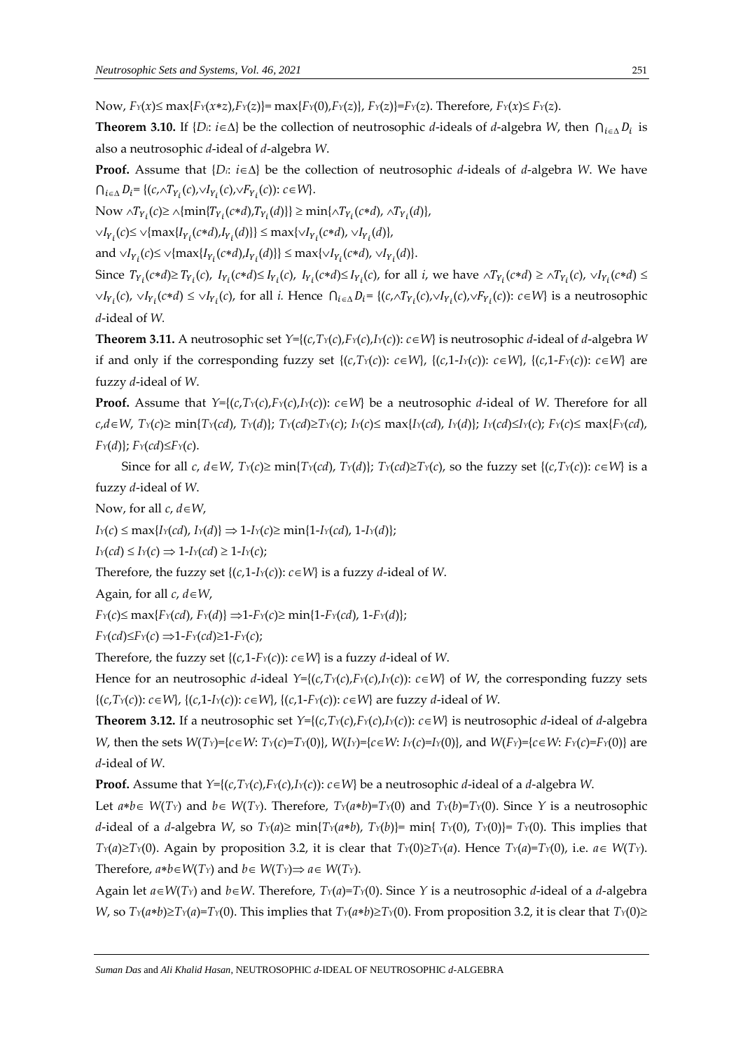Now, $F_Y(x) \leq \max\{F_Y(x*z), F_Y(z)\} = \max\{F_Y(0), F_Y(z)\}, F_Y(z)\} = F_Y(z)$. Therefore, $F_Y(x) \leq F_Y(z)$.

**Theorem 3.10.** If $\{D_i: i \in \Delta\}$ be the collection of neutrosophic $d$-ideals of $d$-algebra $W$, then $\bigcap_{i\in\Delta} D_i$ is also a neutrosophic $d$-ideal of $d$-algebra $W$.

**Proof.** Assume that $\{D_i: i \in \Delta\}$ be the collection of neutrosophic $d$-ideals of $d$-algebra $W$. We have $\bigcap_{i\in\Delta} D_i = \{(c, \wedge T_{Y_i}(c), \vee I_{Y_i}(c), \vee F_{Y_i}(c)): c \in W\}$.

Now $\wedge T_{Y_i}(c) \geq \wedge\{\min\{T_{Y_i}(c*d), T_{Y_i}(d)\}\} \geq \min\{\wedge T_{Y_i}(c*d), \wedge T_{Y_i}(d)\}$,

$\vee I_{Y_i}(c) \leq \vee\{\max\{I_{Y_i}(c*d), I_{Y_i}(d)\}\} \leq \max\{\vee I_{Y_i}(c*d), \vee I_{Y_i}(d)\}$,

and $\vee I_{Y_i}(c) \leq \vee\{\max\{I_{Y_i}(c*d), I_{Y_i}(d)\}\} \leq \max\{\vee I_{Y_i}(c*d), \vee I_{Y_i}(d)\}$.

Since $T_{Y_i}(c*d) \geq T_{Y_i}(c)$, $I_{Y_i}(c*d) \leq I_{Y_i}(c)$, $I_{Y_i}(c*d) \leq I_{Y_i}(c)$, for all $i$, we have $\wedge T_{Y_i}(c*d) \geq \wedge T_{Y_i}(c)$, $\vee I_{Y_i}(c*d) \leq \vee I_{Y_i}(c)$, $\vee I_{Y_i}(c*d) \leq \vee I_{Y_i}(c)$, for all $i$. Hence $\bigcap_{i\in\Delta} D_i = \{(c, \wedge T_{Y_i}(c), \vee I_{Y_i}(c), \vee F_{Y_i}(c)): c \in W\}$ is a neutrosophic $d$-ideal of $W$.

**Theorem 3.11.** A neutrosophic set $Y=\{(c, T_Y(c), F_Y(c), I_Y(c)): c \in W\}$ is neutrosophic $d$-ideal of $d$-algebra $W$ if and only if the corresponding fuzzy set $\{(c, T_Y(c)): c \in W\}$, $\{(c, 1\text{-}I_Y(c)): c \in W\}$, $\{(c, 1\text{-}F_Y(c)): c \in W\}$ are fuzzy $d$-ideal of $W$.

**Proof.** Assume that $Y=\{(c, T_Y(c), F_Y(c), I_Y(c)): c \in W\}$ be a neutrosophic $d$-ideal of $W$. Therefore for all $c,d \in W$, $T_Y(c) \geq \min\{T_Y(cd), T_Y(d)\}$; $T_Y(cd) \geq T_Y(c)$; $I_Y(c) \leq \max\{I_Y(cd), I_Y(d)\}$; $I_Y(cd) \leq I_Y(c)$; $F_Y(c) \leq \max\{F_Y(cd), F_Y(d)\}$; $F_Y(cd) \leq F_Y(c)$.

Since for all $c$, $d \in W$, $T_Y(c) \geq \min\{T_Y(cd), T_Y(d)\}$; $T_Y(cd) \geq T_Y(c)$, so the fuzzy set $\{(c, T_Y(c)): c \in W\}$ is a fuzzy $d$-ideal of $W$.

Now, for all $c$, $d \in W$,

$I_Y(c) \leq \max\{I_Y(cd), I_Y(d)\} \Rightarrow 1\text{-}I_Y(c) \geq \min\{1\text{-}I_Y(cd), 1\text{-}I_Y(d)\}$;

$I_Y(cd) \leq I_Y(c) \Rightarrow 1\text{-}I_Y(cd) \geq 1\text{-}I_Y(c)$;

Therefore, the fuzzy set $\{(c, 1\text{-}I_Y(c)): c \in W\}$ is a fuzzy $d$-ideal of $W$.

Again, for all $c$, $d \in W$,

$F_Y(c) \leq \max\{F_Y(cd), F_Y(d)\} \Rightarrow 1\text{-}F_Y(c) \geq \min\{1\text{-}F_Y(cd), 1\text{-}F_Y(d)\}$;

$F_Y(cd) \leq F_Y(c) \Rightarrow 1\text{-}F_Y(cd) \geq 1\text{-}F_Y(c)$;

Therefore, the fuzzy set $\{(c, 1\text{-}F_Y(c)): c \in W\}$ is a fuzzy $d$-ideal of $W$.

Hence for an neutrosophic $d$-ideal $Y=\{(c, T_Y(c), F_Y(c), I_Y(c)): c \in W\}$ of $W$, the corresponding fuzzy sets $\{(c, T_Y(c)): c \in W\}$, $\{(c, 1\text{-}I_Y(c)): c \in W\}$, $\{(c, 1\text{-}F_Y(c)): c \in W\}$ are fuzzy $d$-ideal of $W$.

**Theorem 3.12.** If a neutrosophic set $Y=\{(c, T_Y(c), F_Y(c), I_Y(c)): c \in W\}$ is neutrosophic $d$-ideal of $d$-algebra $W$, then the sets $W(T_Y)=\{c \in W: T_Y(c)=T_Y(0)\}$, $W(I_Y)=\{c \in W: I_Y(c)=I_Y(0)\}$, and $W(F_Y)=\{c \in W: F_Y(c)=F_Y(0)\}$ are $d$-ideal of $W$.

**Proof.** Assume that $Y=\{(c, T_Y(c), F_Y(c), I_Y(c)): c \in W\}$ be a neutrosophic $d$-ideal of a $d$-algebra $W$.

Let $a*b \in W(T_Y)$ and $b \in W(T_Y)$. Therefore, $T_Y(a*b)=T_Y(0)$ and $T_Y(b)=T_Y(0)$. Since $Y$ is a neutrosophic $d$-ideal of a $d$-algebra $W$, so $T_Y(a) \geq \min\{T_Y(a*b), T_Y(b)\} = \min\{T_Y(0), T_Y(0)\} = T_Y(0)$. This implies that $T_Y(a) \geq T_Y(0)$. Again by proposition 3.2, it is clear that $T_Y(0) \geq T_Y(a)$. Hence $T_Y(a)=T_Y(0)$, i.e. $a \in W(T_Y)$. Therefore, $a*b \in W(T_Y)$ and $b \in W(T_Y) \Rightarrow a \in W(T_Y)$.

Again let $a \in W(T_Y)$ and $b \in W$. Therefore, $T_Y(a)=T_Y(0)$. Since $Y$ is a neutrosophic $d$-ideal of a $d$-algebra $W$, so $T_Y(a*b) \geq T_Y(a) = T_Y(0)$. This implies that $T_Y(a*b) \geq T_Y(0)$. From proposition 3.2, it is clear that $T_Y(0) \geq$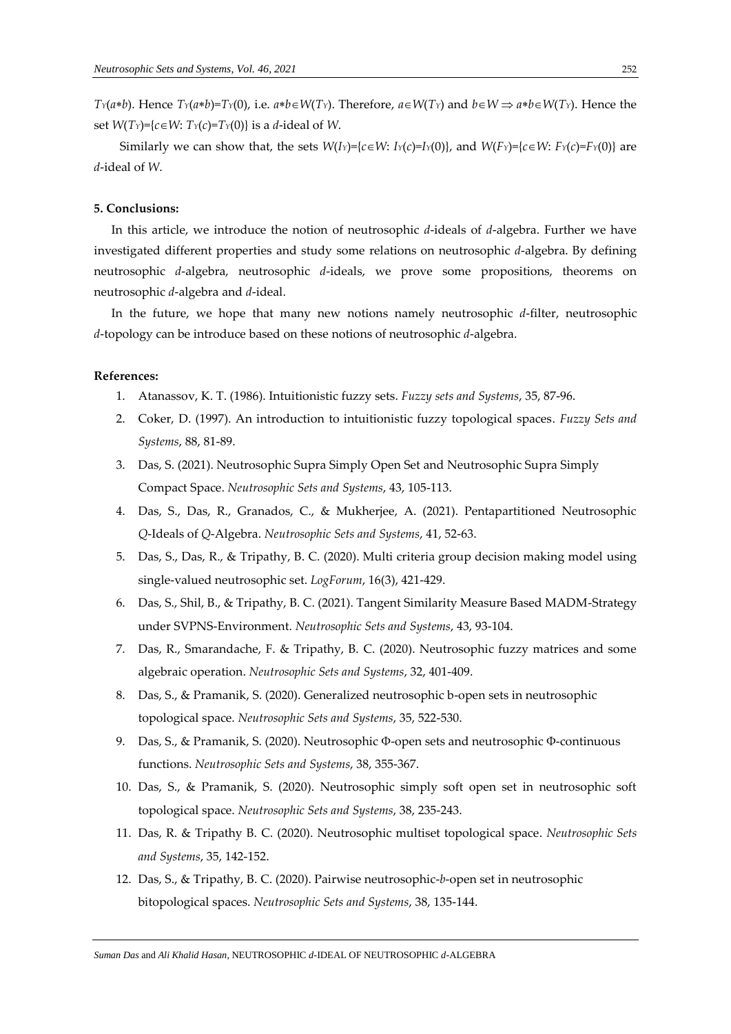$T_Y(a*b)$. Hence $T_Y(a*b)=T_Y(0)$, i.e. $a*b\in W(T_Y)$. Therefore, $a\in W(T_Y)$ and $b\in W \Rightarrow a*b\in W(T_Y)$. Hence the set $W(T_Y)=\{c\in W: T_Y(c)=T_Y(0)\}$ is a $d$-ideal of $W$.

Similarly we can show that, the sets $W(I_Y)=\{c\in W: I_Y(c)=I_Y(0)\}$, and $W(F_Y)=\{c\in W: F_Y(c)=F_Y(0)\}$ are $d$-ideal of $W$.

**5. Conclusions:**

In this article, we introduce the notion of neutrosophic $d$-ideals of $d$-algebra. Further we have investigated different properties and study some relations on neutrosophic $d$-algebra. By defining neutrosophic $d$-algebra, neutrosophic $d$-ideals, we prove some propositions, theorems on neutrosophic $d$-algebra and $d$-ideal.

In the future, we hope that many new notions namely neutrosophic $d$-filter, neutrosophic $d$-topology can be introduce based on these notions of neutrosophic $d$-algebra.

**References:**

1. Atanassov, K. T. (1986). Intuitionistic fuzzy sets. *Fuzzy sets and Systems*, 35, 87-96.
2. Coker, D. (1997). An introduction to intuitionistic fuzzy topological spaces. *Fuzzy Sets and Systems*, 88, 81-89.
3. Das, S. (2021). Neutrosophic Supra Simply Open Set and Neutrosophic Supra Simply Compact Space. *Neutrosophic Sets and Systems*, 43, 105-113.
4. Das, S., Das, R., Granados, C., & Mukherjee, A. (2021). Pentapartitioned Neutrosophic *Q*-Ideals of *Q*-Algebra. *Neutrosophic Sets and Systems*, 41, 52-63.
5. Das, S., Das, R., & Tripathy, B. C. (2020). Multi criteria group decision making model using single-valued neutrosophic set. *LogForum*, 16(3), 421-429.
6. Das, S., Shil, B., & Tripathy, B. C. (2021). Tangent Similarity Measure Based MADM-Strategy under SVPNS-Environment. *Neutrosophic Sets and Systems*, 43, 93-104.
7. Das, R., Smarandache, F. & Tripathy, B. C. (2020). Neutrosophic fuzzy matrices and some algebraic operation. *Neutrosophic Sets and Systems*, 32, 401-409.
8. Das, S., & Pramanik, S. (2020). Generalized neutrosophic b-open sets in neutrosophic topological space. *Neutrosophic Sets and Systems*, 35, 522-530.
9. Das, S., & Pramanik, S. (2020). Neutrosophic Φ-open sets and neutrosophic Φ-continuous functions. *Neutrosophic Sets and Systems*, 38, 355-367.
10. Das, S., & Pramanik, S. (2020). Neutrosophic simply soft open set in neutrosophic soft topological space. *Neutrosophic Sets and Systems*, 38, 235-243.
11. Das, R. & Tripathy B. C. (2020). Neutrosophic multiset topological space. *Neutrosophic Sets and Systems*, 35, 142-152.
12. Das, S., & Tripathy, B. C. (2020). Pairwise neutrosophic-*b*-open set in neutrosophic bitopological spaces. *Neutrosophic Sets and Systems*, 38, 135-144.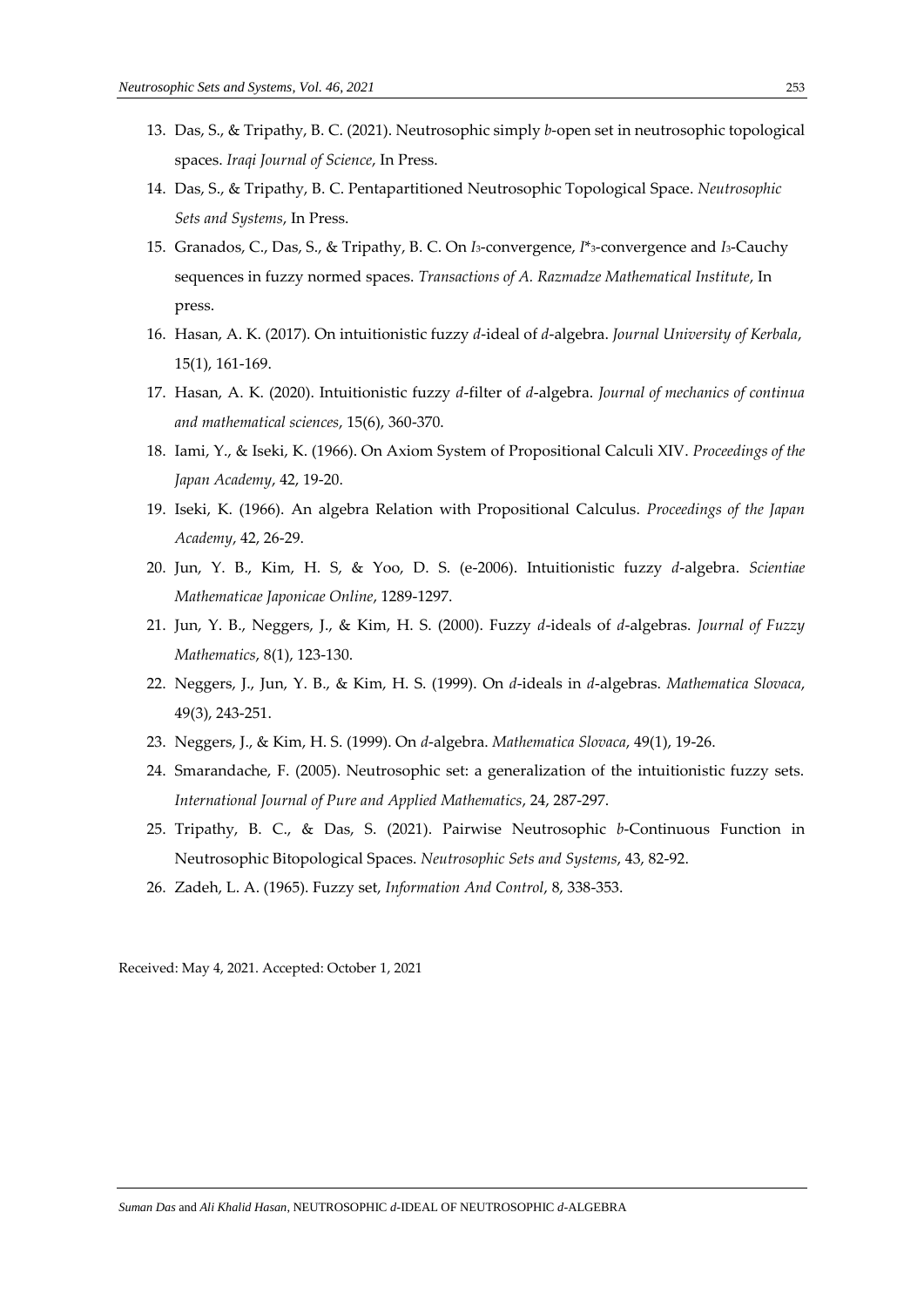13. Das, S., & Tripathy, B. C. (2021). Neutrosophic simply *b*-open set in neutrosophic topological spaces. *Iraqi Journal of Science*, In Press.
14. Das, S., & Tripathy, B. C. Pentapartitioned Neutrosophic Topological Space. *Neutrosophic Sets and Systems*, In Press.
15. Granados, C., Das, S., & Tripathy, B. C. On $I_3$-convergence, $I^*_3$-convergence and $I_3$-Cauchy sequences in fuzzy normed spaces. *Transactions of A. Razmadze Mathematical Institute*, In press.
16. Hasan, A. K. (2017). On intuitionistic fuzzy *d*-ideal of *d*-algebra. *Journal University of Kerbala*, 15(1), 161-169.
17. Hasan, A. K. (2020). Intuitionistic fuzzy *d*-filter of *d*-algebra. *Journal of mechanics of continua and mathematical sciences*, 15(6), 360-370.
18. Iami, Y., & Iseki, K. (1966). On Axiom System of Propositional Calculi XIV. *Proceedings of the Japan Academy*, 42, 19-20.
19. Iseki, K. (1966). An algebra Relation with Propositional Calculus. *Proceedings of the Japan Academy*, 42, 26-29.
20. Jun, Y. B., Kim, H. S, & Yoo, D. S. (e-2006). Intuitionistic fuzzy *d*-algebra. *Scientiae Mathematicae Japonicae Online*, 1289-1297.
21. Jun, Y. B., Neggers, J., & Kim, H. S. (2000). Fuzzy *d*-ideals of *d*-algebras. *Journal of Fuzzy Mathematics*, 8(1), 123-130.
22. Neggers, J., Jun, Y. B., & Kim, H. S. (1999). On *d*-ideals in *d*-algebras. *Mathematica Slovaca*, 49(3), 243-251.
23. Neggers, J., & Kim, H. S. (1999). On *d*-algebra. *Mathematica Slovaca*, 49(1), 19-26.
24. Smarandache, F. (2005). Neutrosophic set: a generalization of the intuitionistic fuzzy sets. *International Journal of Pure and Applied Mathematics*, 24, 287-297.
25. Tripathy, B. C., & Das, S. (2021). Pairwise Neutrosophic *b*-Continuous Function in Neutrosophic Bitopological Spaces. *Neutrosophic Sets and Systems*, 43, 82-92.
26. Zadeh, L. A. (1965). Fuzzy set, *Information And Control*, 8, 338-353.

Received: May 4, 2021. Accepted: October 1, 2021